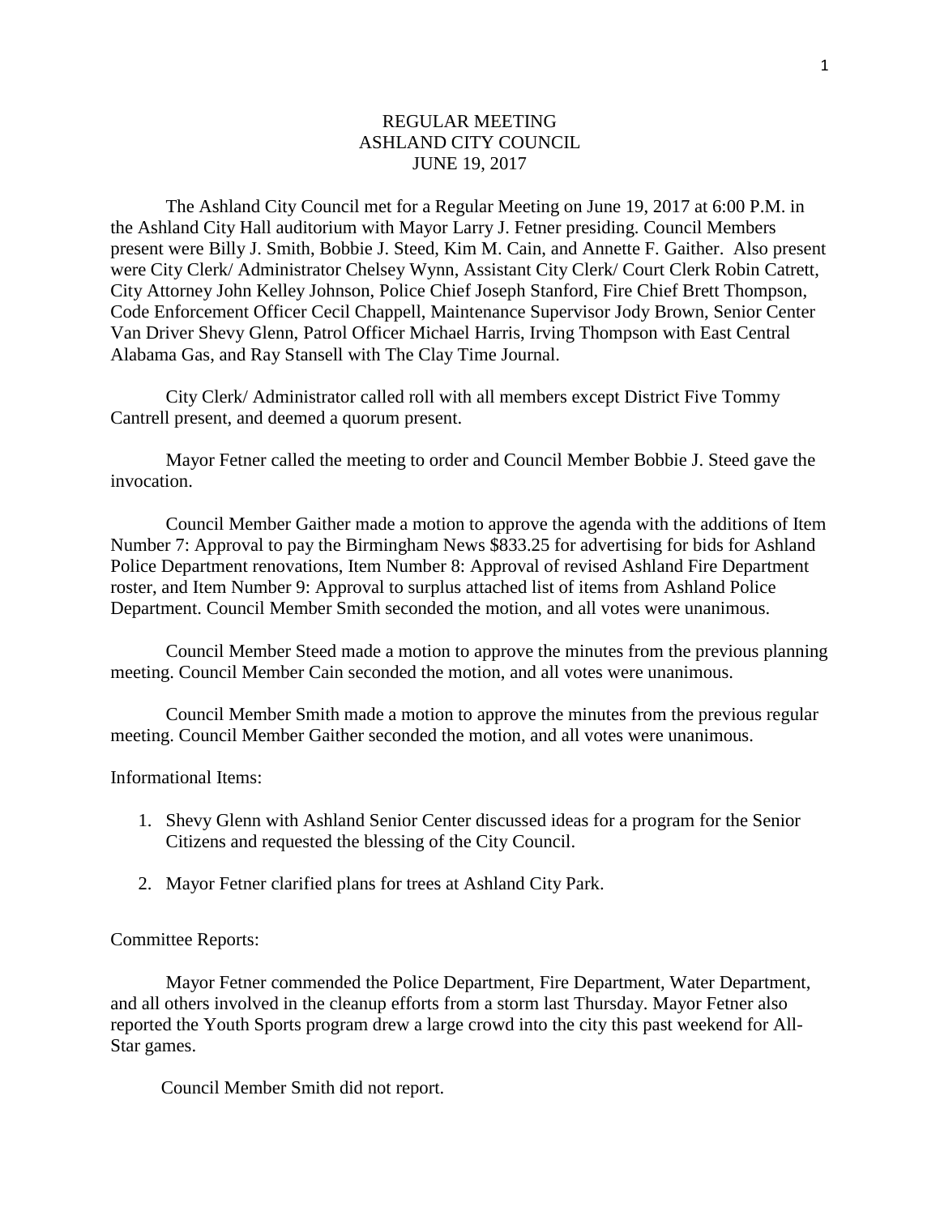# REGULAR MEETING
# ASHLAND CITY COUNCIL
# JUNE 19, 2017

The Ashland City Council met for a Regular Meeting on June 19, 2017 at 6:00 P.M. in the Ashland City Hall auditorium with Mayor Larry J. Fetner presiding. Council Members present were Billy J. Smith, Bobbie J. Steed, Kim M. Cain, and Annette F. Gaither. Also present were City Clerk/ Administrator Chelsey Wynn, Assistant City Clerk/ Court Clerk Robin Catrett, City Attorney John Kelley Johnson, Police Chief Joseph Stanford, Fire Chief Brett Thompson, Code Enforcement Officer Cecil Chappell, Maintenance Supervisor Jody Brown, Senior Center Van Driver Shevy Glenn, Patrol Officer Michael Harris, Irving Thompson with East Central Alabama Gas, and Ray Stansell with The Clay Time Journal.

City Clerk/ Administrator called roll with all members except District Five Tommy Cantrell present, and deemed a quorum present.

Mayor Fetner called the meeting to order and Council Member Bobbie J. Steed gave the invocation.

Council Member Gaither made a motion to approve the agenda with the additions of Item Number 7: Approval to pay the Birmingham News $833.25 for advertising for bids for Ashland Police Department renovations, Item Number 8: Approval of revised Ashland Fire Department roster, and Item Number 9: Approval to surplus attached list of items from Ashland Police Department. Council Member Smith seconded the motion, and all votes were unanimous.

Council Member Steed made a motion to approve the minutes from the previous planning meeting. Council Member Cain seconded the motion, and all votes were unanimous.

Council Member Smith made a motion to approve the minutes from the previous regular meeting. Council Member Gaither seconded the motion, and all votes were unanimous.

Informational Items:

1. Shevy Glenn with Ashland Senior Center discussed ideas for a program for the Senior Citizens and requested the blessing of the City Council.

2. Mayor Fetner clarified plans for trees at Ashland City Park.

Committee Reports:

Mayor Fetner commended the Police Department, Fire Department, Water Department, and all others involved in the cleanup efforts from a storm last Thursday. Mayor Fetner also reported the Youth Sports program drew a large crowd into the city this past weekend for All-Star games.

Council Member Smith did not report.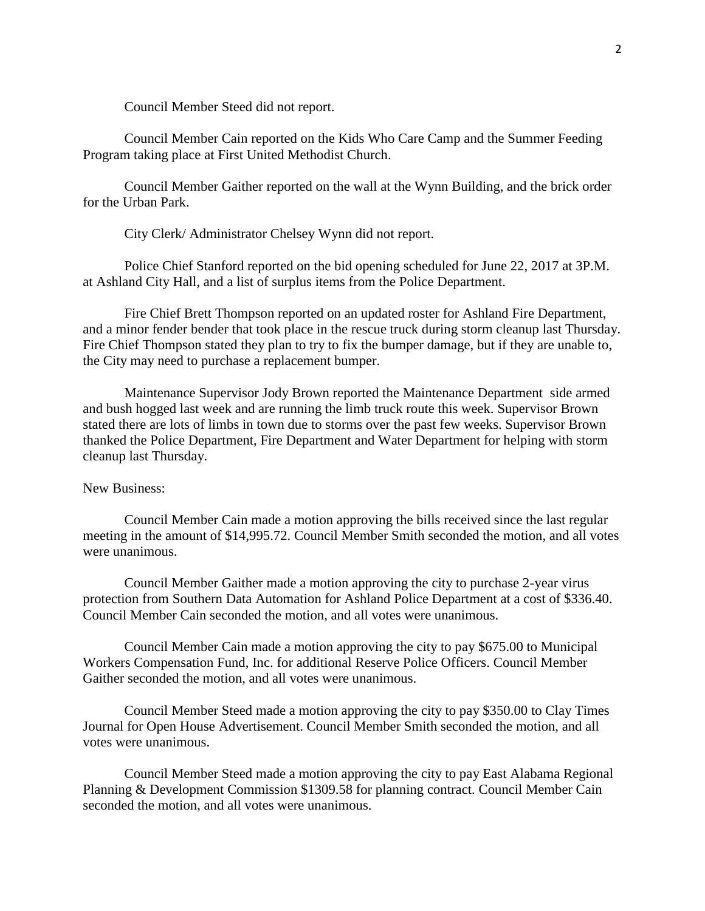Council Member Steed did not report.

Council Member Cain reported on the Kids Who Care Camp and the Summer Feeding Program taking place at First United Methodist Church.

Council Member Gaither reported on the wall at the Wynn Building, and the brick order for the Urban Park.

City Clerk/ Administrator Chelsey Wynn did not report.

Police Chief Stanford reported on the bid opening scheduled for June 22, 2017 at 3P.M. at Ashland City Hall, and a list of surplus items from the Police Department.

Fire Chief Brett Thompson reported on an updated roster for Ashland Fire Department, and a minor fender bender that took place in the rescue truck during storm cleanup last Thursday. Fire Chief Thompson stated they plan to try to fix the bumper damage, but if they are unable to, the City may need to purchase a replacement bumper.

Maintenance Supervisor Jody Brown reported the Maintenance Department side armed and bush hogged last week and are running the limb truck route this week. Supervisor Brown stated there are lots of limbs in town due to storms over the past few weeks. Supervisor Brown thanked the Police Department, Fire Department and Water Department for helping with storm cleanup last Thursday.

New Business:

Council Member Cain made a motion approving the bills received since the last regular meeting in the amount of $14,995.72. Council Member Smith seconded the motion, and all votes were unanimous.

Council Member Gaither made a motion approving the city to purchase 2-year virus protection from Southern Data Automation for Ashland Police Department at a cost of $336.40. Council Member Cain seconded the motion, and all votes were unanimous.

Council Member Cain made a motion approving the city to pay $675.00 to Municipal Workers Compensation Fund, Inc. for additional Reserve Police Officers. Council Member Gaither seconded the motion, and all votes were unanimous.

Council Member Steed made a motion approving the city to pay $350.00 to Clay Times Journal for Open House Advertisement. Council Member Smith seconded the motion, and all votes were unanimous.

Council Member Steed made a motion approving the city to pay East Alabama Regional Planning & Development Commission $1309.58 for planning contract. Council Member Cain seconded the motion, and all votes were unanimous.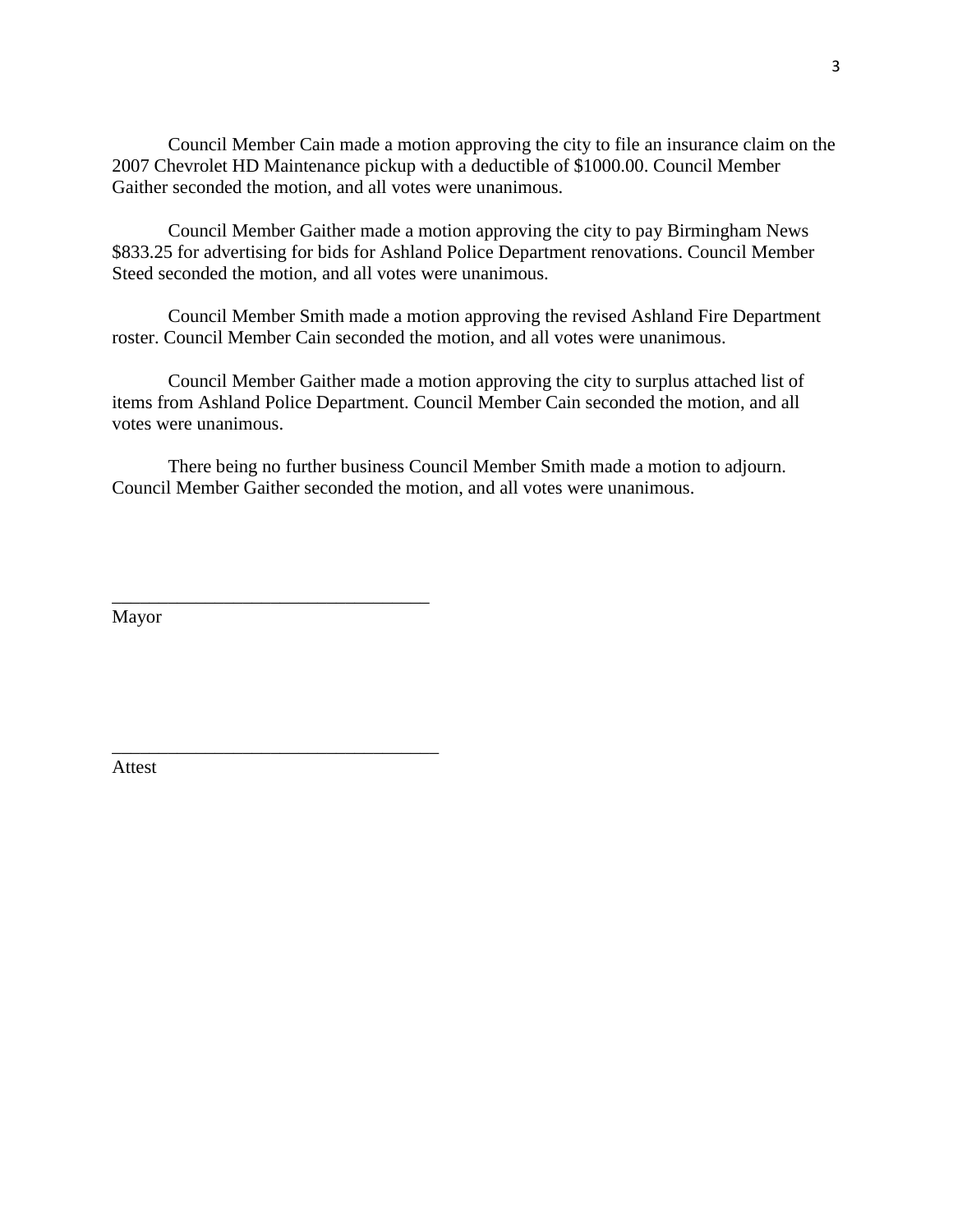Council Member Cain made a motion approving the city to file an insurance claim on the 2007 Chevrolet HD Maintenance pickup with a deductible of $1000.00. Council Member Gaither seconded the motion, and all votes were unanimous.

Council Member Gaither made a motion approving the city to pay Birmingham News $833.25 for advertising for bids for Ashland Police Department renovations. Council Member Steed seconded the motion, and all votes were unanimous.

Council Member Smith made a motion approving the revised Ashland Fire Department roster. Council Member Cain seconded the motion, and all votes were unanimous.

Council Member Gaither made a motion approving the city to surplus attached list of items from Ashland Police Department. Council Member Cain seconded the motion, and all votes were unanimous.

There being no further business Council Member Smith made a motion to adjourn. Council Member Gaither seconded the motion, and all votes were unanimous.

\_\_\_\_\_\_\_\_\_\_\_\_\_\_\_\_\_\_\_\_\_\_\_\_\_\_\_\_\_\_\_\_\_\_
Mayor

\_\_\_\_\_\_\_\_\_\_\_\_\_\_\_\_\_\_\_\_\_\_\_\_\_\_\_\_\_\_\_\_\_\_\_
Attest